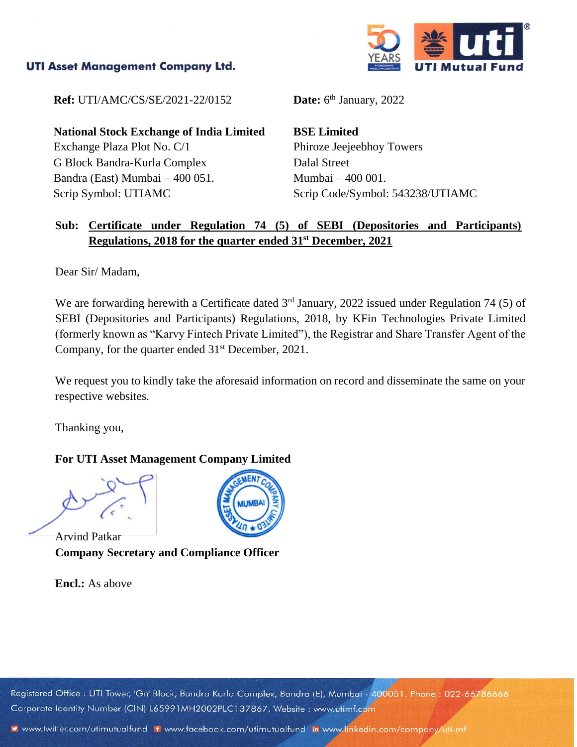**UTI Asset Management Company Ltd.**

**Ref:** UTI/AMC/CS/SE/2021-22/0152

**Date:** 6th January, 2022

**National Stock Exchange of India Limited**
Exchange Plaza Plot No. C/1
G Block Bandra-Kurla Complex
Bandra (East) Mumbai – 400 051.
Scrip Symbol: UTIAMC

**BSE Limited**
Phiroze Jeejeebhoy Towers
Dalal Street
Mumbai – 400 001.
Scrip Code/Symbol: 543238/UTIAMC

**Sub: Certificate under Regulation 74 (5) of SEBI (Depositories and Participants) Regulations, 2018 for the quarter ended 31st December, 2021**

Dear Sir/ Madam,

We are forwarding herewith a Certificate dated 3rd January, 2022 issued under Regulation 74 (5) of SEBI (Depositories and Participants) Regulations, 2018, by KFin Technologies Private Limited (formerly known as "Karvy Fintech Private Limited"), the Registrar and Share Transfer Agent of the Company, for the quarter ended 31st December, 2021.

We request you to kindly take the aforesaid information on record and disseminate the same on your respective websites.

Thanking you,

**For UTI Asset Management Company Limited**

Arvind Patkar
**Company Secretary and Compliance Officer**

**Encl.:** As above

Registered Office : UTI Tower, 'Gn' Block, Bandra Kurla Complex, Bandra (E), Mumbai - 400051. Phone : 022-66786666
Corporate Identity Number (CIN) L65991MH2002PLC137867, Website : www.utimf.com
www.twitter.com/utimutualfund www.facebook.com/utimutualfund www.linkedin.com/company/uti-mf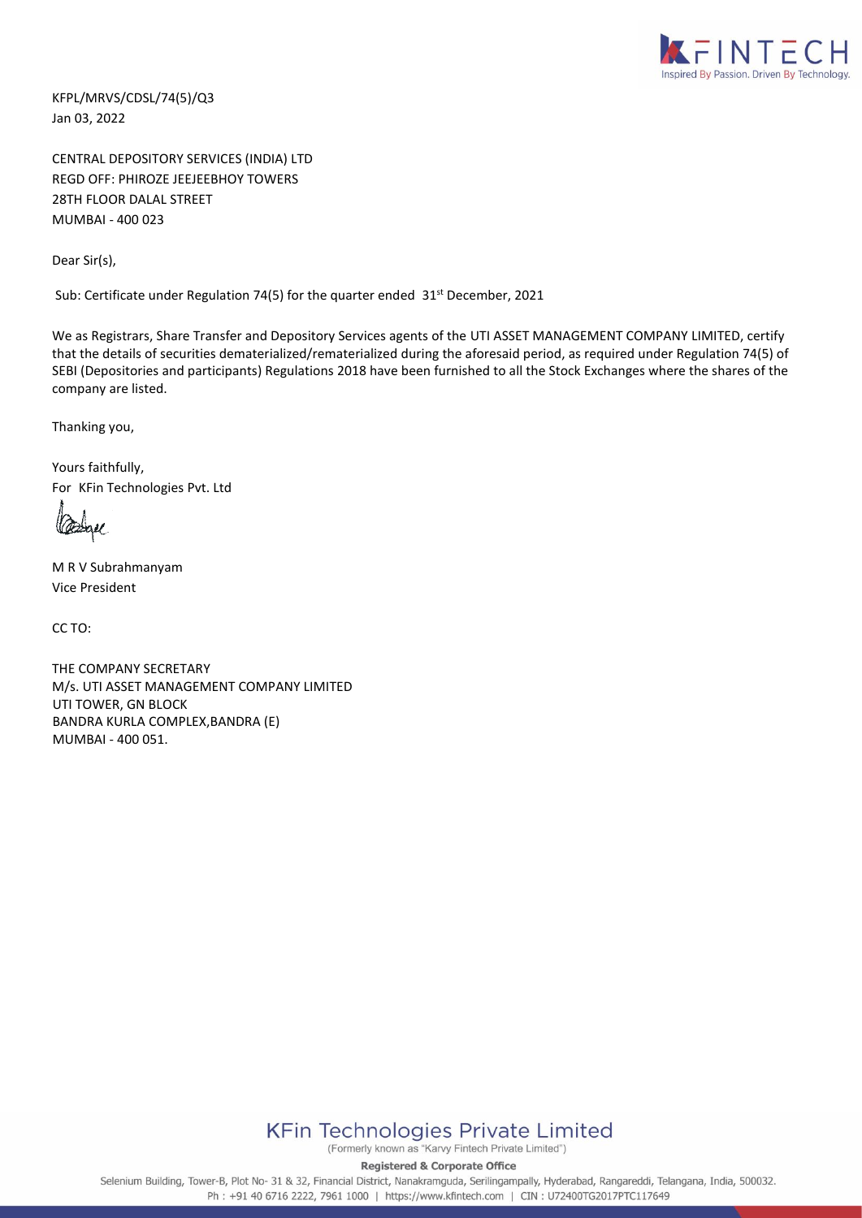KFPL/MRVS/CDSL/74(5)/Q3
Jan 03, 2022

CENTRAL DEPOSITORY SERVICES (INDIA) LTD
REGD OFF: PHIROZE JEEJEEBHOY TOWERS
28TH FLOOR DALAL STREET
MUMBAI - 400 023

Dear Sir(s),

Sub: Certificate under Regulation 74(5) for the quarter ended 31st December, 2021

We as Registrars, Share Transfer and Depository Services agents of the UTI ASSET MANAGEMENT COMPANY LIMITED, certify that the details of securities dematerialized/rematerialized during the aforesaid period, as required under Regulation 74(5) of SEBI (Depositories and participants) Regulations 2018 have been furnished to all the Stock Exchanges where the shares of the company are listed.

Thanking you,

Yours faithfully,
For KFin Technologies Pvt. Ltd

M R V Subrahmanyam
Vice President

CC TO:

THE COMPANY SECRETARY
M/s. UTI ASSET MANAGEMENT COMPANY LIMITED
UTI TOWER, GN BLOCK
BANDRA KURLA COMPLEX,BANDRA (E)
MUMBAI - 400 051.

**KFin Technologies Private Limited**
(Formerly known as "Karvy Fintech Private Limited")

**Registered & Corporate Office**
Selenium Building, Tower-B, Plot No- 31 & 32, Financial District, Nanakramguda, Serilingampally, Hyderabad, Rangareddi, Telangana, India, 500032.
Ph : +91 40 6716 2222, 7961 1000 | https://www.kfintech.com | CIN : U72400TG2017PTC117649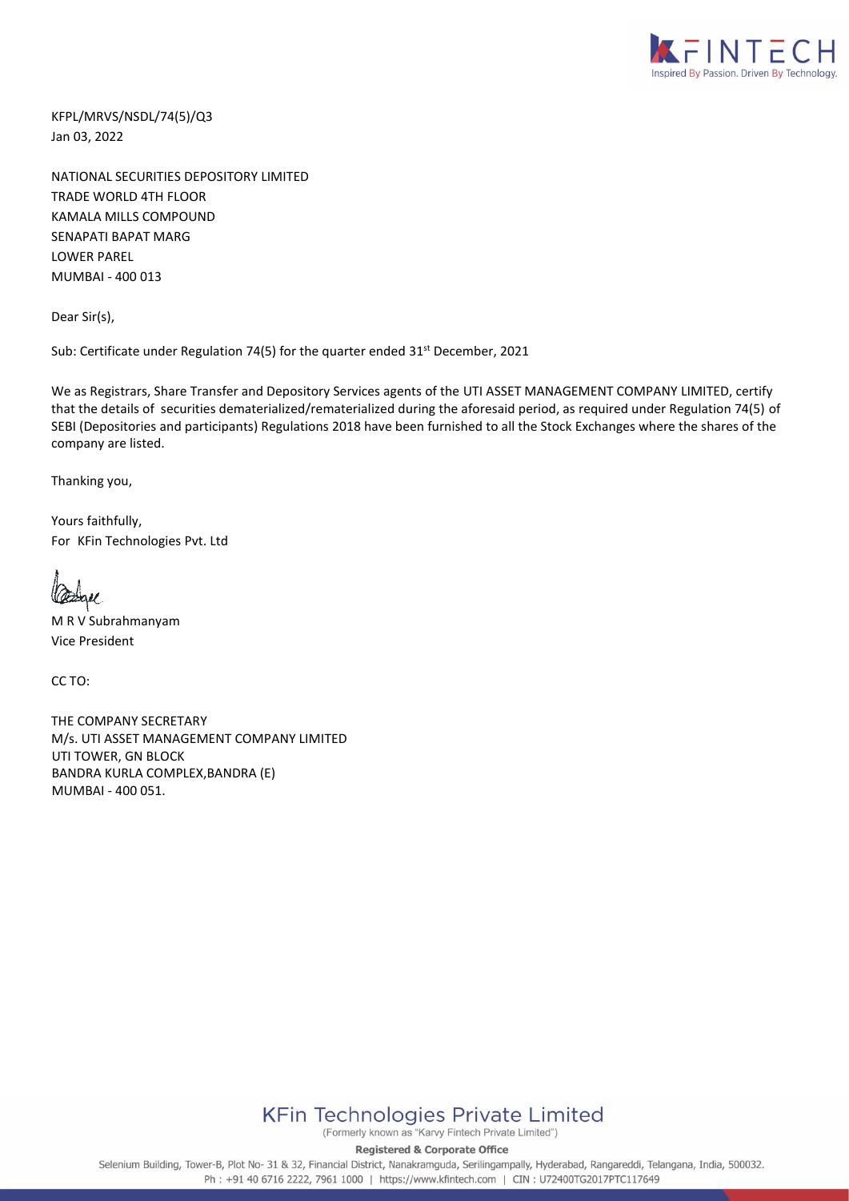KFPL/MRVS/NSDL/74(5)/Q3
Jan 03, 2022

NATIONAL SECURITIES DEPOSITORY LIMITED
TRADE WORLD 4TH FLOOR
KAMALA MILLS COMPOUND
SENAPATI BAPAT MARG
LOWER PAREL
MUMBAI - 400 013

Dear Sir(s),

Sub: Certificate under Regulation 74(5) for the quarter ended 31st December, 2021

We as Registrars, Share Transfer and Depository Services agents of the UTI ASSET MANAGEMENT COMPANY LIMITED, certify that the details of securities dematerialized/rematerialized during the aforesaid period, as required under Regulation 74(5) of SEBI (Depositories and participants) Regulations 2018 have been furnished to all the Stock Exchanges where the shares of the company are listed.

Thanking you,

Yours faithfully,
For KFin Technologies Pvt. Ltd

M R V Subrahmanyam
Vice President

CC TO:

THE COMPANY SECRETARY
M/s. UTI ASSET MANAGEMENT COMPANY LIMITED
UTI TOWER, GN BLOCK
BANDRA KURLA COMPLEX,BANDRA (E)
MUMBAI - 400 051.

**KFin Technologies Private Limited**
(Formerly known as "Karvy Fintech Private Limited")

**Registered & Corporate Office**
Selenium Building, Tower-B, Plot No- 31 & 32, Financial District, Nanakramguda, Serilingampally, Hyderabad, Rangareddi, Telangana, India, 500032.
Ph : +91 40 6716 2222, 7961 1000 | https://www.kfintech.com | CIN : U72400TG2017PTC117649